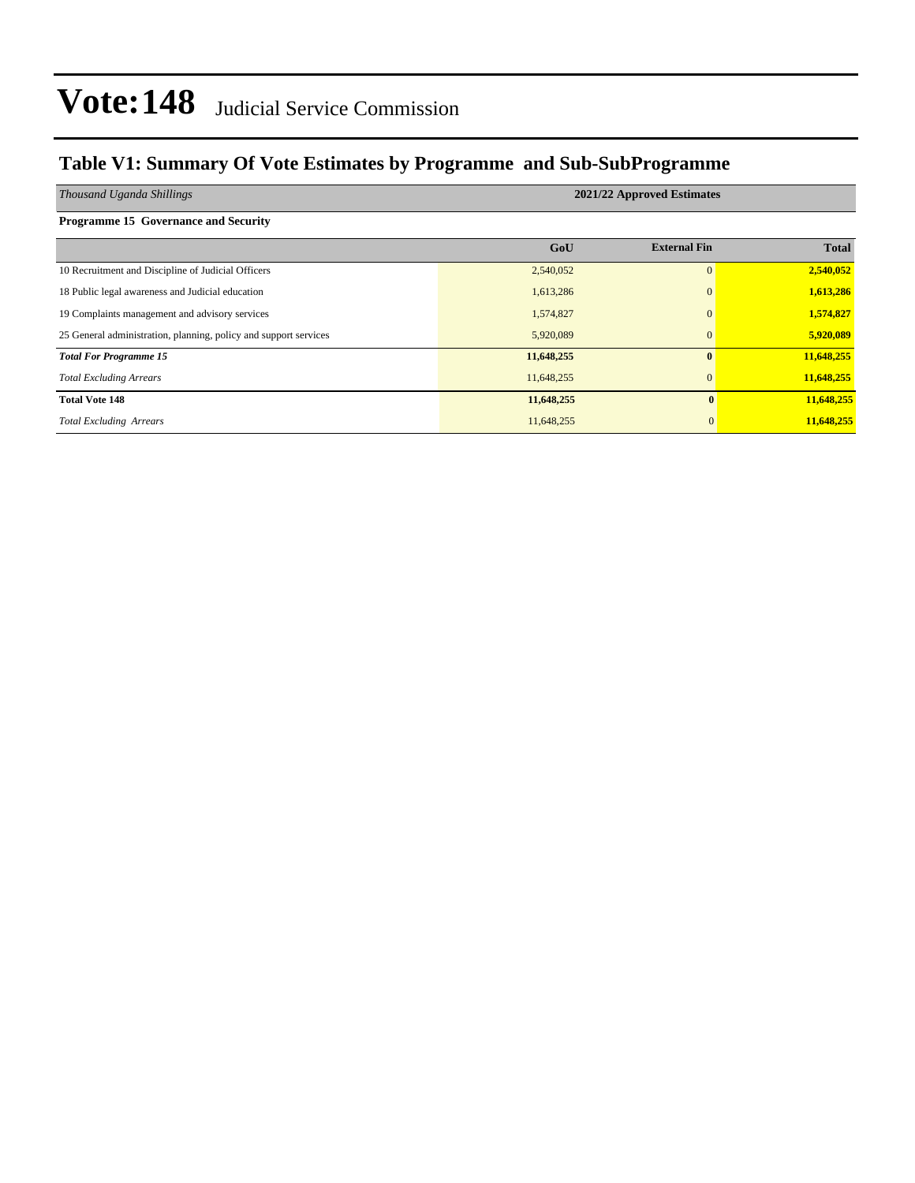# Vote:148 Judicial Service Commission

## Table V1: Summary Of Vote Estimates by Programme and Sub-SubProgramme

| *Thousand Uganda Shillings* | 2021/22 Approved Estimates | | |
|---|---|---|---|
| **Programme 15 Governance and Security** | | | |
| | **GoU** | **External Fin** | **Total** |
| 10 Recruitment and Discipline of Judicial Officers | 2,540,052 | 0 | **2,540,052** |
| 18 Public legal awareness and Judicial education | 1,613,286 | 0 | **1,613,286** |
| 19 Complaints management and advisory services | 1,574,827 | 0 | **1,574,827** |
| 25 General administration, planning, policy and support services | 5,920,089 | 0 | **5,920,089** |
| ***Total For Programme 15*** | **11,648,255** | **0** | **11,648,255** |
| *Total Excluding Arrears* | 11,648,255 | 0 | **11,648,255** |
| **Total Vote 148** | **11,648,255** | **0** | **11,648,255** |
| *Total Excluding Arrears* | 11,648,255 | 0 | **11,648,255** |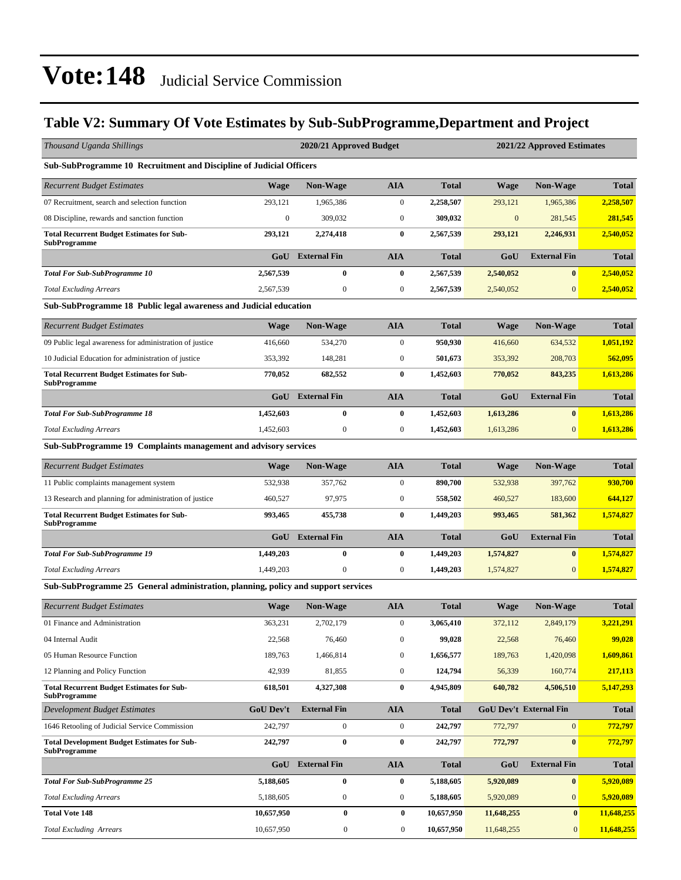# Vote:148 Judicial Service Commission

## Table V2: Summary Of Vote Estimates by Sub-SubProgramme,Department and Project

| *Thousand Uganda Shillings* | 2020/21 Approved Budget | | | | 2021/22 Approved Estimates | | |
|---|---|---|---|---|---|---|---|
| **Sub-SubProgramme 10 Recruitment and Discipline of Judicial Officers** | | | | | | | |
| *Recurrent Budget Estimates* | **Wage** | **Non-Wage** | **AIA** | **Total** | **Wage** | **Non-Wage** | **Total** |
| 07 Recruitment, search and selection function | 293,121 | 1,965,386 | 0 | **2,258,507** | 293,121 | 1,965,386 | **2,258,507** |
| 08 Discipline, rewards and sanction function | 0 | 309,032 | 0 | **309,032** | 0 | 281,545 | **281,545** |
| **Total Recurrent Budget Estimates for Sub-SubProgramme** | **293,121** | **2,274,418** | **0** | **2,567,539** | **293,121** | **2,246,931** | **2,540,052** |
| | **GoU** | **External Fin** | **AIA** | **Total** | **GoU** | **External Fin** | **Total** |
| ***Total For Sub-SubProgramme 10*** | **2,567,539** | **0** | **0** | **2,567,539** | **2,540,052** | **0** | **2,540,052** |
| *Total Excluding Arrears* | 2,567,539 | 0 | 0 | **2,567,539** | 2,540,052 | 0 | **2,540,052** |
| **Sub-SubProgramme 18 Public legal awareness and Judicial education** | | | | | | | |
| *Recurrent Budget Estimates* | **Wage** | **Non-Wage** | **AIA** | **Total** | **Wage** | **Non-Wage** | **Total** |
| 09 Public legal awareness for administration of justice | 416,660 | 534,270 | 0 | **950,930** | 416,660 | 634,532 | **1,051,192** |
| 10 Judicial Education for administration of justice | 353,392 | 148,281 | 0 | **501,673** | 353,392 | 208,703 | **562,095** |
| **Total Recurrent Budget Estimates for Sub-SubProgramme** | **770,052** | **682,552** | **0** | **1,452,603** | **770,052** | **843,235** | **1,613,286** |
| | **GoU** | **External Fin** | **AIA** | **Total** | **GoU** | **External Fin** | **Total** |
| ***Total For Sub-SubProgramme 18*** | **1,452,603** | **0** | **0** | **1,452,603** | **1,613,286** | **0** | **1,613,286** |
| *Total Excluding Arrears* | 1,452,603 | 0 | 0 | **1,452,603** | 1,613,286 | 0 | **1,613,286** |
| **Sub-SubProgramme 19 Complaints management and advisory services** | | | | | | | |
| *Recurrent Budget Estimates* | **Wage** | **Non-Wage** | **AIA** | **Total** | **Wage** | **Non-Wage** | **Total** |
| 11 Public complaints management system | 532,938 | 357,762 | 0 | **890,700** | 532,938 | 397,762 | **930,700** |
| 13 Research and planning for administration of justice | 460,527 | 97,975 | 0 | **558,502** | 460,527 | 183,600 | **644,127** |
| **Total Recurrent Budget Estimates for Sub-SubProgramme** | **993,465** | **455,738** | **0** | **1,449,203** | **993,465** | **581,362** | **1,574,827** |
| | **GoU** | **External Fin** | **AIA** | **Total** | **GoU** | **External Fin** | **Total** |
| ***Total For Sub-SubProgramme 19*** | **1,449,203** | **0** | **0** | **1,449,203** | **1,574,827** | **0** | **1,574,827** |
| *Total Excluding Arrears* | 1,449,203 | 0 | 0 | **1,449,203** | 1,574,827 | 0 | **1,574,827** |
| **Sub-SubProgramme 25 General administration, planning, policy and support services** | | | | | | | |
| *Recurrent Budget Estimates* | **Wage** | **Non-Wage** | **AIA** | **Total** | **Wage** | **Non-Wage** | **Total** |
| 01 Finance and Administration | 363,231 | 2,702,179 | 0 | **3,065,410** | 372,112 | 2,849,179 | **3,221,291** |
| 04 Internal Audit | 22,568 | 76,460 | 0 | **99,028** | 22,568 | 76,460 | **99,028** |
| 05 Human Resource Function | 189,763 | 1,466,814 | 0 | **1,656,577** | 189,763 | 1,420,098 | **1,609,861** |
| 12 Planning and Policy Function | 42,939 | 81,855 | 0 | **124,794** | 56,339 | 160,774 | **217,113** |
| **Total Recurrent Budget Estimates for Sub-SubProgramme** | **618,501** | **4,327,308** | **0** | **4,945,809** | **640,782** | **4,506,510** | **5,147,293** |
| *Development Budget Estimates* | **GoU Dev't** | **External Fin** | **AIA** | **Total** | **GoU Dev't** | **External Fin** | **Total** |
| 1646 Retooling of Judicial Service Commission | 242,797 | 0 | 0 | **242,797** | 772,797 | 0 | **772,797** |
| **Total Development Budget Estimates for Sub-SubProgramme** | **242,797** | **0** | **0** | **242,797** | **772,797** | **0** | **772,797** |
| | **GoU** | **External Fin** | **AIA** | **Total** | **GoU** | **External Fin** | **Total** |
| ***Total For Sub-SubProgramme 25*** | **5,188,605** | **0** | **0** | **5,188,605** | **5,920,089** | **0** | **5,920,089** |
| *Total Excluding Arrears* | 5,188,605 | 0 | 0 | **5,188,605** | 5,920,089 | 0 | **5,920,089** |
| **Total Vote 148** | **10,657,950** | **0** | **0** | **10,657,950** | **11,648,255** | **0** | **11,648,255** |
| *Total Excluding Arrears* | 10,657,950 | 0 | 0 | **10,657,950** | 11,648,255 | 0 | **11,648,255** |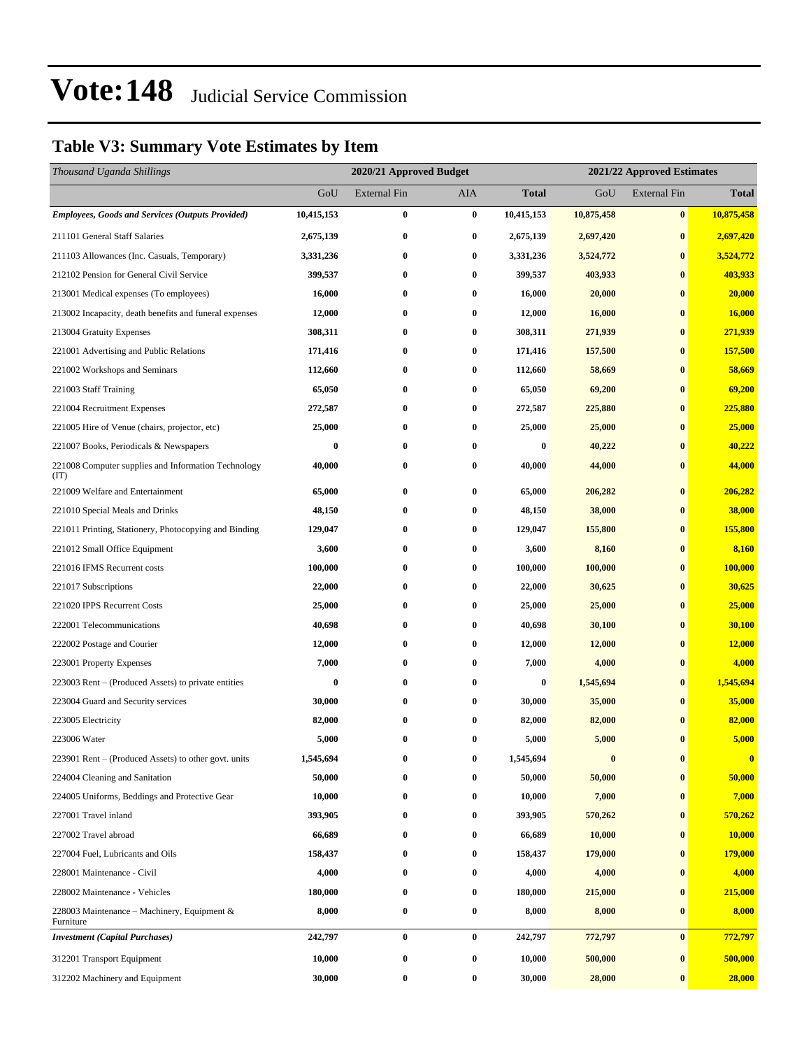# Vote:148 Judicial Service Commission

## Table V3: Summary Vote Estimates by Item

| *Thousand Uganda Shillings* | 2020/21 Approved Budget | | | | 2021/22 Approved Estimates | | |
|---|---|---|---|---|---|---|---|
| | GoU | External Fin | AIA | **Total** | GoU | External Fin | **Total** |
| ***Employees, Goods and Services (Outputs Provided)*** | **10,415,153** | **0** | **0** | **10,415,153** | **10,875,458** | **0** | **10,875,458** |
| 211101 General Staff Salaries | **2,675,139** | **0** | **0** | **2,675,139** | **2,697,420** | **0** | **2,697,420** |
| 211103 Allowances (Inc. Casuals, Temporary) | **3,331,236** | **0** | **0** | **3,331,236** | **3,524,772** | **0** | **3,524,772** |
| 212102 Pension for General Civil Service | **399,537** | **0** | **0** | **399,537** | **403,933** | **0** | **403,933** |
| 213001 Medical expenses (To employees) | **16,000** | **0** | **0** | **16,000** | **20,000** | **0** | **20,000** |
| 213002 Incapacity, death benefits and funeral expenses | **12,000** | **0** | **0** | **12,000** | **16,000** | **0** | **16,000** |
| 213004 Gratuity Expenses | **308,311** | **0** | **0** | **308,311** | **271,939** | **0** | **271,939** |
| 221001 Advertising and Public Relations | **171,416** | **0** | **0** | **171,416** | **157,500** | **0** | **157,500** |
| 221002 Workshops and Seminars | **112,660** | **0** | **0** | **112,660** | **58,669** | **0** | **58,669** |
| 221003 Staff Training | **65,050** | **0** | **0** | **65,050** | **69,200** | **0** | **69,200** |
| 221004 Recruitment Expenses | **272,587** | **0** | **0** | **272,587** | **225,880** | **0** | **225,880** |
| 221005 Hire of Venue (chairs, projector, etc) | **25,000** | **0** | **0** | **25,000** | **25,000** | **0** | **25,000** |
| 221007 Books, Periodicals & Newspapers | **0** | **0** | **0** | **0** | **40,222** | **0** | **40,222** |
| 221008 Computer supplies and Information Technology (IT) | **40,000** | **0** | **0** | **40,000** | **44,000** | **0** | **44,000** |
| 221009 Welfare and Entertainment | **65,000** | **0** | **0** | **65,000** | **206,282** | **0** | **206,282** |
| 221010 Special Meals and Drinks | **48,150** | **0** | **0** | **48,150** | **38,000** | **0** | **38,000** |
| 221011 Printing, Stationery, Photocopying and Binding | **129,047** | **0** | **0** | **129,047** | **155,800** | **0** | **155,800** |
| 221012 Small Office Equipment | **3,600** | **0** | **0** | **3,600** | **8,160** | **0** | **8,160** |
| 221016 IFMS Recurrent costs | **100,000** | **0** | **0** | **100,000** | **100,000** | **0** | **100,000** |
| 221017 Subscriptions | **22,000** | **0** | **0** | **22,000** | **30,625** | **0** | **30,625** |
| 221020 IPPS Recurrent Costs | **25,000** | **0** | **0** | **25,000** | **25,000** | **0** | **25,000** |
| 222001 Telecommunications | **40,698** | **0** | **0** | **40,698** | **30,100** | **0** | **30,100** |
| 222002 Postage and Courier | **12,000** | **0** | **0** | **12,000** | **12,000** | **0** | **12,000** |
| 223001 Property Expenses | **7,000** | **0** | **0** | **7,000** | **4,000** | **0** | **4,000** |
| 223003 Rent – (Produced Assets) to private entities | **0** | **0** | **0** | **0** | **1,545,694** | **0** | **1,545,694** |
| 223004 Guard and Security services | **30,000** | **0** | **0** | **30,000** | **35,000** | **0** | **35,000** |
| 223005 Electricity | **82,000** | **0** | **0** | **82,000** | **82,000** | **0** | **82,000** |
| 223006 Water | **5,000** | **0** | **0** | **5,000** | **5,000** | **0** | **5,000** |
| 223901 Rent – (Produced Assets) to other govt. units | **1,545,694** | **0** | **0** | **1,545,694** | **0** | **0** | **0** |
| 224004 Cleaning and Sanitation | **50,000** | **0** | **0** | **50,000** | **50,000** | **0** | **50,000** |
| 224005 Uniforms, Beddings and Protective Gear | **10,000** | **0** | **0** | **10,000** | **7,000** | **0** | **7,000** |
| 227001 Travel inland | **393,905** | **0** | **0** | **393,905** | **570,262** | **0** | **570,262** |
| 227002 Travel abroad | **66,689** | **0** | **0** | **66,689** | **10,000** | **0** | **10,000** |
| 227004 Fuel, Lubricants and Oils | **158,437** | **0** | **0** | **158,437** | **179,000** | **0** | **179,000** |
| 228001 Maintenance - Civil | **4,000** | **0** | **0** | **4,000** | **4,000** | **0** | **4,000** |
| 228002 Maintenance - Vehicles | **180,000** | **0** | **0** | **180,000** | **215,000** | **0** | **215,000** |
| 228003 Maintenance – Machinery, Equipment & Furniture | **8,000** | **0** | **0** | **8,000** | **8,000** | **0** | **8,000** |
| ***Investment (Capital Purchases)*** | **242,797** | **0** | **0** | **242,797** | **772,797** | **0** | **772,797** |
| 312201 Transport Equipment | **10,000** | **0** | **0** | **10,000** | **500,000** | **0** | **500,000** |
| 312202 Machinery and Equipment | **30,000** | **0** | **0** | **30,000** | **28,000** | **0** | **28,000** |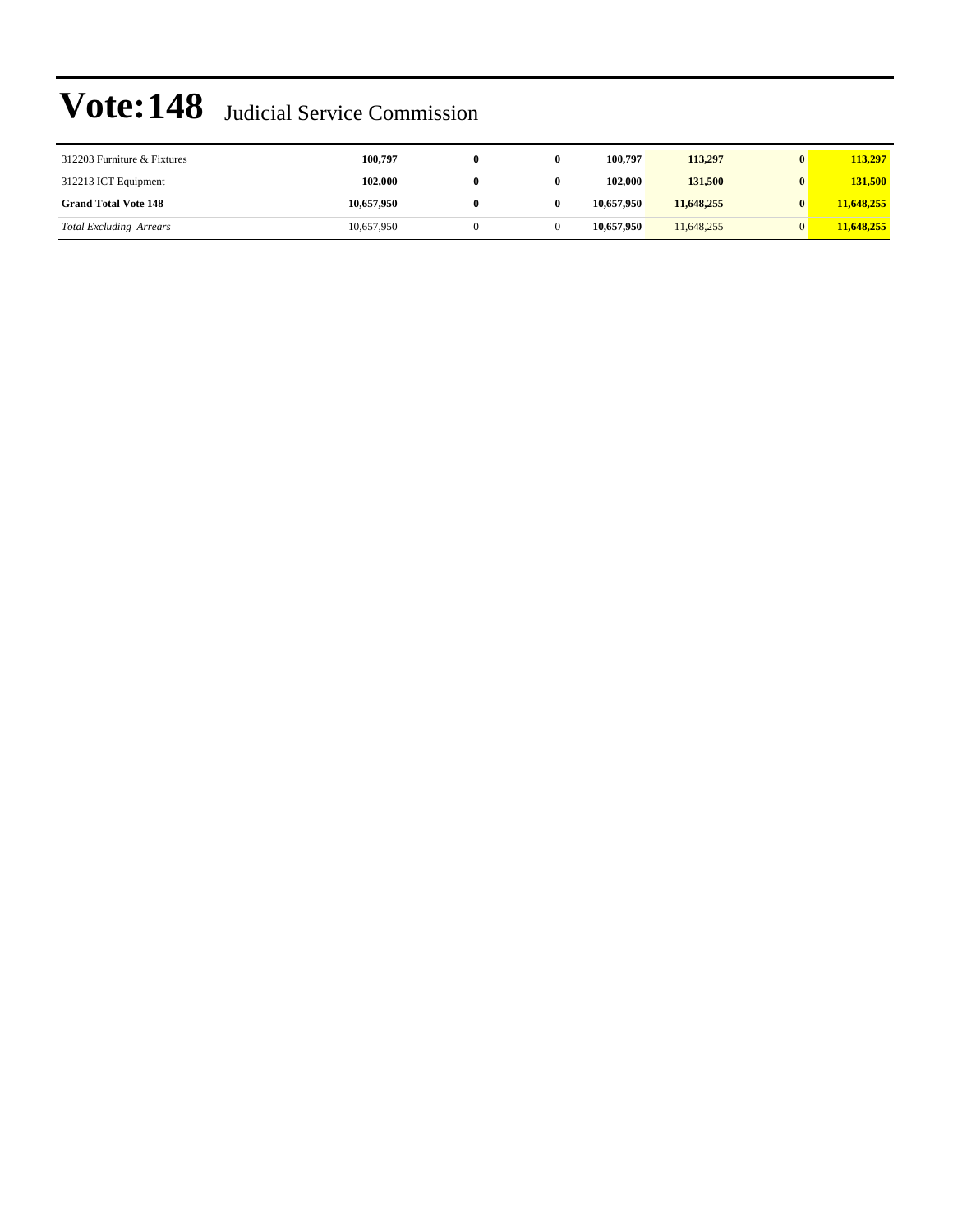# Vote:148 Judicial Service Commission

| | | | | | | | |
|---|---|---|---|---|---|---|---|
| 312203 Furniture & Fixtures | **100,797** | **0** | **0** | **100,797** | **113,297** | **0** | **113,297** |
| 312213 ICT Equipment | **102,000** | **0** | **0** | **102,000** | **131,500** | **0** | **131,500** |
| **Grand Total Vote 148** | **10,657,950** | **0** | **0** | **10,657,950** | **11,648,255** | **0** | **11,648,255** |
| *Total Excluding Arrears* | 10,657,950 | 0 | 0 | **10,657,950** | 11,648,255 | 0 | **11,648,255** |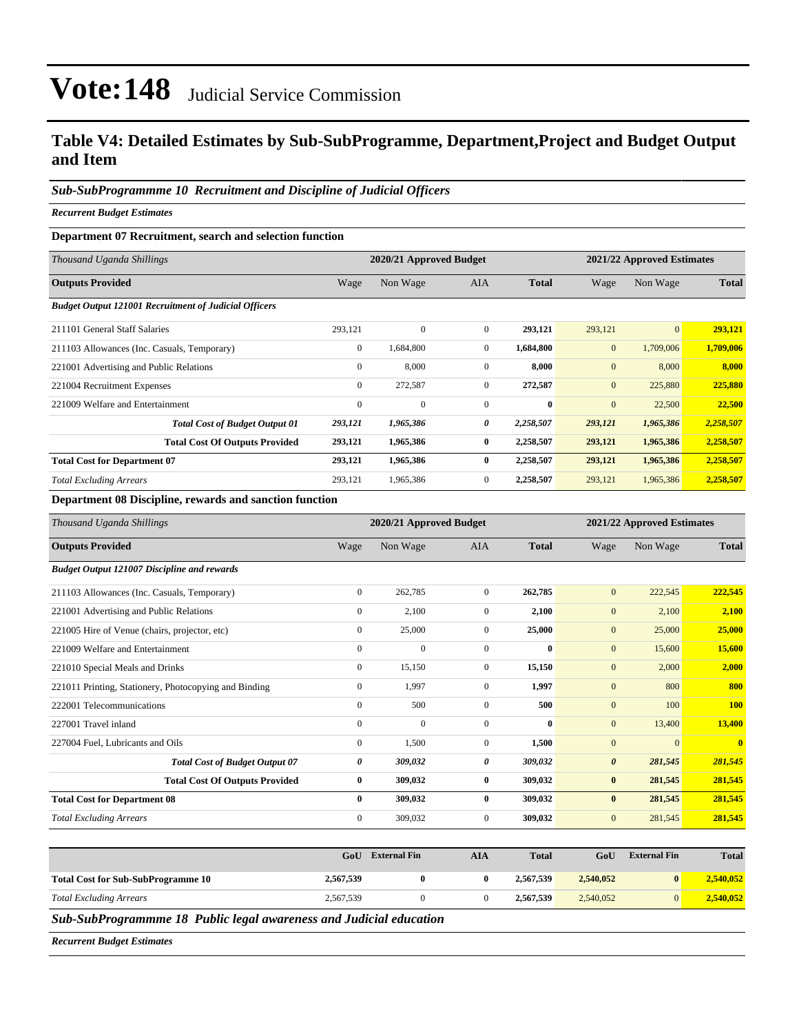# Vote:148 Judicial Service Commission

## Table V4: Detailed Estimates by Sub-SubProgramme, Department,Project and Budget Output and Item

### *Sub-SubProgrammme 10 Recruitment and Discipline of Judicial Officers*

***Recurrent Budget Estimates***

**Department 07 Recruitment, search and selection function**

| *Thousand Uganda Shillings* | 2020/21 Approved Budget | | | | 2021/22 Approved Estimates | | |
|---|---|---|---|---|---|---|---|
| **Outputs Provided** | Wage | Non Wage | AIA | **Total** | Wage | Non Wage | **Total** |
| ***Budget Output 121001 Recruitment of Judicial Officers*** | | | | | | | |
| 211101 General Staff Salaries | 293,121 | 0 | 0 | **293,121** | 293,121 | 0 | **293,121** |
| 211103 Allowances (Inc. Casuals, Temporary) | 0 | 1,684,800 | 0 | **1,684,800** | 0 | 1,709,006 | **1,709,006** |
| 221001 Advertising and Public Relations | 0 | 8,000 | 0 | **8,000** | 0 | 8,000 | **8,000** |
| 221004 Recruitment Expenses | 0 | 272,587 | 0 | **272,587** | 0 | 225,880 | **225,880** |
| 221009 Welfare and Entertainment | 0 | 0 | 0 | **0** | 0 | 22,500 | **22,500** |
| ***Total Cost of Budget Output 01*** | ***293,121*** | ***1,965,386*** | ***0*** | ***2,258,507*** | ***293,121*** | ***1,965,386*** | ***2,258,507*** |
| **Total Cost Of Outputs Provided** | **293,121** | **1,965,386** | **0** | **2,258,507** | **293,121** | **1,965,386** | **2,258,507** |
| **Total Cost for Department 07** | **293,121** | **1,965,386** | **0** | **2,258,507** | **293,121** | **1,965,386** | **2,258,507** |
| *Total Excluding Arrears* | 293,121 | 1,965,386 | 0 | **2,258,507** | 293,121 | 1,965,386 | **2,258,507** |

**Department 08 Discipline, rewards and sanction function**

| *Thousand Uganda Shillings* | 2020/21 Approved Budget | | | | 2021/22 Approved Estimates | | |
|---|---|---|---|---|---|---|---|
| **Outputs Provided** | Wage | Non Wage | AIA | **Total** | Wage | Non Wage | **Total** |
| ***Budget Output 121007 Discipline and rewards*** | | | | | | | |
| 211103 Allowances (Inc. Casuals, Temporary) | 0 | 262,785 | 0 | **262,785** | 0 | 222,545 | **222,545** |
| 221001 Advertising and Public Relations | 0 | 2,100 | 0 | **2,100** | 0 | 2,100 | **2,100** |
| 221005 Hire of Venue (chairs, projector, etc) | 0 | 25,000 | 0 | **25,000** | 0 | 25,000 | **25,000** |
| 221009 Welfare and Entertainment | 0 | 0 | 0 | **0** | 0 | 15,600 | **15,600** |
| 221010 Special Meals and Drinks | 0 | 15,150 | 0 | **15,150** | 0 | 2,000 | **2,000** |
| 221011 Printing, Stationery, Photocopying and Binding | 0 | 1,997 | 0 | **1,997** | 0 | 800 | **800** |
| 222001 Telecommunications | 0 | 500 | 0 | **500** | 0 | 100 | **100** |
| 227001 Travel inland | 0 | 0 | 0 | **0** | 0 | 13,400 | **13,400** |
| 227004 Fuel, Lubricants and Oils | 0 | 1,500 | 0 | **1,500** | 0 | 0 | **0** |
| ***Total Cost of Budget Output 07*** | ***0*** | ***309,032*** | ***0*** | ***309,032*** | ***0*** | ***281,545*** | ***281,545*** |
| **Total Cost Of Outputs Provided** | **0** | **309,032** | **0** | **309,032** | **0** | **281,545** | **281,545** |
| **Total Cost for Department 08** | **0** | **309,032** | **0** | **309,032** | **0** | **281,545** | **281,545** |
| *Total Excluding Arrears* | 0 | 309,032 | 0 | **309,032** | 0 | 281,545 | **281,545** |

| | **GoU** | **External Fin** | **AIA** | **Total** | **GoU** | **External Fin** | **Total** |
|---|---|---|---|---|---|---|---|
| **Total Cost for Sub-SubProgramme 10** | **2,567,539** | **0** | **0** | **2,567,539** | **2,540,052** | **0** | **2,540,052** |
| *Total Excluding Arrears* | 2,567,539 | 0 | 0 | **2,567,539** | 2,540,052 | 0 | **2,540,052** |

### *Sub-SubProgrammme 18 Public legal awareness and Judicial education*

***Recurrent Budget Estimates***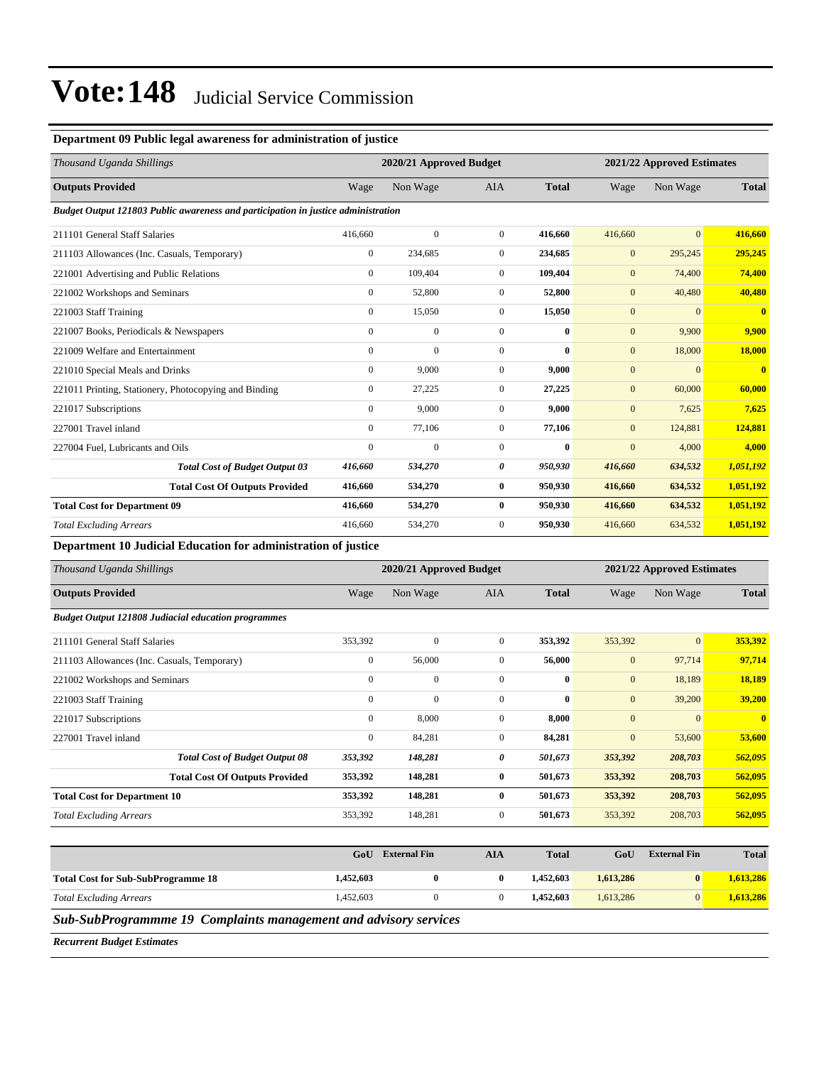# Vote:148 Judicial Service Commission

### Department 09 Public legal awareness for administration of justice

| Thousand Uganda Shillings | 2020/21 Approved Budget | | | | 2021/22 Approved Estimates | | |
|---|---|---|---|---|---|---|---|
| **Outputs Provided** | Wage | Non Wage | AIA | **Total** | Wage | Non Wage | **Total** |
| ***Budget Output 121803 Public awareness and participation in justice administration*** | | | | | | | |
| 211101 General Staff Salaries | 416,660 | 0 | 0 | **416,660** | 416,660 | 0 | **416,660** |
| 211103 Allowances (Inc. Casuals, Temporary) | 0 | 234,685 | 0 | **234,685** | 0 | 295,245 | **295,245** |
| 221001 Advertising and Public Relations | 0 | 109,404 | 0 | **109,404** | 0 | 74,400 | **74,400** |
| 221002 Workshops and Seminars | 0 | 52,800 | 0 | **52,800** | 0 | 40,480 | **40,480** |
| 221003 Staff Training | 0 | 15,050 | 0 | **15,050** | 0 | 0 | **0** |
| 221007 Books, Periodicals & Newspapers | 0 | 0 | 0 | **0** | 0 | 9,900 | **9,900** |
| 221009 Welfare and Entertainment | 0 | 0 | 0 | **0** | 0 | 18,000 | **18,000** |
| 221010 Special Meals and Drinks | 0 | 9,000 | 0 | **9,000** | 0 | 0 | **0** |
| 221011 Printing, Stationery, Photocopying and Binding | 0 | 27,225 | 0 | **27,225** | 0 | 60,000 | **60,000** |
| 221017 Subscriptions | 0 | 9,000 | 0 | **9,000** | 0 | 7,625 | **7,625** |
| 227001 Travel inland | 0 | 77,106 | 0 | **77,106** | 0 | 124,881 | **124,881** |
| 227004 Fuel, Lubricants and Oils | 0 | 0 | 0 | **0** | 0 | 4,000 | **4,000** |
| ***Total Cost of Budget Output 03*** | ***416,660*** | ***534,270*** | ***0*** | ***950,930*** | ***416,660*** | ***634,532*** | ***1,051,192*** |
| **Total Cost Of Outputs Provided** | **416,660** | **534,270** | **0** | **950,930** | **416,660** | **634,532** | **1,051,192** |
| **Total Cost for Department 09** | **416,660** | **534,270** | **0** | **950,930** | **416,660** | **634,532** | **1,051,192** |
| *Total Excluding Arrears* | 416,660 | 534,270 | 0 | **950,930** | 416,660 | 634,532 | **1,051,192** |

### Department 10 Judicial Education for administration of justice

| Thousand Uganda Shillings | 2020/21 Approved Budget | | | | 2021/22 Approved Estimates | | |
|---|---|---|---|---|---|---|---|
| **Outputs Provided** | Wage | Non Wage | AIA | **Total** | Wage | Non Wage | **Total** |
| ***Budget Output 121808 Judiacial education programmes*** | | | | | | | |
| 211101 General Staff Salaries | 353,392 | 0 | 0 | **353,392** | 353,392 | 0 | **353,392** |
| 211103 Allowances (Inc. Casuals, Temporary) | 0 | 56,000 | 0 | **56,000** | 0 | 97,714 | **97,714** |
| 221002 Workshops and Seminars | 0 | 0 | 0 | **0** | 0 | 18,189 | **18,189** |
| 221003 Staff Training | 0 | 0 | 0 | **0** | 0 | 39,200 | **39,200** |
| 221017 Subscriptions | 0 | 8,000 | 0 | **8,000** | 0 | 0 | **0** |
| 227001 Travel inland | 0 | 84,281 | 0 | **84,281** | 0 | 53,600 | **53,600** |
| ***Total Cost of Budget Output 08*** | ***353,392*** | ***148,281*** | ***0*** | ***501,673*** | ***353,392*** | ***208,703*** | ***562,095*** |
| **Total Cost Of Outputs Provided** | **353,392** | **148,281** | **0** | **501,673** | **353,392** | **208,703** | **562,095** |
| **Total Cost for Department 10** | **353,392** | **148,281** | **0** | **501,673** | **353,392** | **208,703** | **562,095** |
| *Total Excluding Arrears* | 353,392 | 148,281 | 0 | **501,673** | 353,392 | 208,703 | **562,095** |

| | GoU | External Fin | AIA | Total | GoU | External Fin | Total |
|---|---|---|---|---|---|---|---|
| **Total Cost for Sub-SubProgramme 18** | **1,452,603** | **0** | **0** | **1,452,603** | **1,613,286** | **0** | **1,613,286** |
| *Total Excluding Arrears* | 1,452,603 | 0 | 0 | **1,452,603** | 1,613,286 | 0 | **1,613,286** |

### *Sub-SubProgrammme 19 Complaints management and advisory services*

***Recurrent Budget Estimates***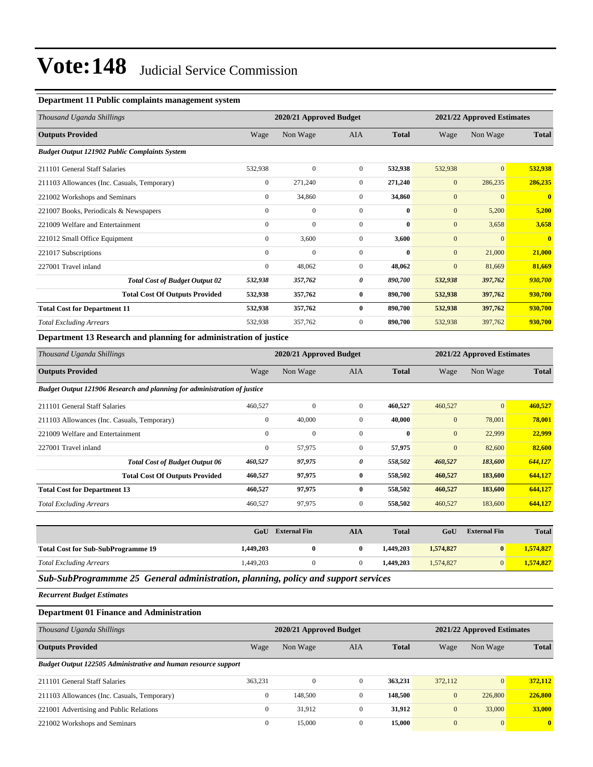# Vote:148 Judicial Service Commission

### Department 11 Public complaints management system

| Thousand Uganda Shillings | 2020/21 Approved Budget | | | | 2021/22 Approved Estimates | | |
|---|---|---|---|---|---|---|---|
| **Outputs Provided** | Wage | Non Wage | AIA | **Total** | Wage | Non Wage | **Total** |
| ***Budget Output 121902 Public Complaints System*** | | | | | | | |
| 211101 General Staff Salaries | 532,938 | 0 | 0 | **532,938** | 532,938 | 0 | **532,938** |
| 211103 Allowances (Inc. Casuals, Temporary) | 0 | 271,240 | 0 | **271,240** | 0 | 286,235 | **286,235** |
| 221002 Workshops and Seminars | 0 | 34,860 | 0 | **34,860** | 0 | 0 | **0** |
| 221007 Books, Periodicals & Newspapers | 0 | 0 | 0 | **0** | 0 | 5,200 | **5,200** |
| 221009 Welfare and Entertainment | 0 | 0 | 0 | **0** | 0 | 3,658 | **3,658** |
| 221012 Small Office Equipment | 0 | 3,600 | 0 | **3,600** | 0 | 0 | **0** |
| 221017 Subscriptions | 0 | 0 | 0 | **0** | 0 | 21,000 | **21,000** |
| 227001 Travel inland | 0 | 48,062 | 0 | **48,062** | 0 | 81,669 | **81,669** |
| ***Total Cost of Budget Output 02*** | ***532,938*** | ***357,762*** | ***0*** | ***890,700*** | ***532,938*** | ***397,762*** | ***930,700*** |
| **Total Cost Of Outputs Provided** | **532,938** | **357,762** | **0** | **890,700** | **532,938** | **397,762** | **930,700** |
| **Total Cost for Department 11** | **532,938** | **357,762** | **0** | **890,700** | **532,938** | **397,762** | **930,700** |
| *Total Excluding Arrears* | 532,938 | 357,762 | 0 | **890,700** | 532,938 | 397,762 | **930,700** |

### Department 13 Research and planning for administration of justice

| Thousand Uganda Shillings | 2020/21 Approved Budget | | | | 2021/22 Approved Estimates | | |
|---|---|---|---|---|---|---|---|
| **Outputs Provided** | Wage | Non Wage | AIA | **Total** | Wage | Non Wage | **Total** |
| ***Budget Output 121906 Research and planning for administration of justice*** | | | | | | | |
| 211101 General Staff Salaries | 460,527 | 0 | 0 | **460,527** | 460,527 | 0 | **460,527** |
| 211103 Allowances (Inc. Casuals, Temporary) | 0 | 40,000 | 0 | **40,000** | 0 | 78,001 | **78,001** |
| 221009 Welfare and Entertainment | 0 | 0 | 0 | **0** | 0 | 22,999 | **22,999** |
| 227001 Travel inland | 0 | 57,975 | 0 | **57,975** | 0 | 82,600 | **82,600** |
| ***Total Cost of Budget Output 06*** | ***460,527*** | ***97,975*** | ***0*** | ***558,502*** | ***460,527*** | ***183,600*** | ***644,127*** |
| **Total Cost Of Outputs Provided** | **460,527** | **97,975** | **0** | **558,502** | **460,527** | **183,600** | **644,127** |
| **Total Cost for Department 13** | **460,527** | **97,975** | **0** | **558,502** | **460,527** | **183,600** | **644,127** |
| *Total Excluding Arrears* | 460,527 | 97,975 | 0 | **558,502** | 460,527 | 183,600 | **644,127** |

| | GoU | External Fin | AIA | Total | GoU | External Fin | Total |
|---|---|---|---|---|---|---|---|
| **Total Cost for Sub-SubProgramme 19** | **1,449,203** | **0** | **0** | **1,449,203** | **1,574,827** | **0** | **1,574,827** |
| *Total Excluding Arrears* | 1,449,203 | 0 | 0 | **1,449,203** | 1,574,827 | 0 | **1,574,827** |

## *Sub-SubProgrammme 25 General administration, planning, policy and support services*

***Recurrent Budget Estimates***

### Department 01 Finance and Administration

| Thousand Uganda Shillings | 2020/21 Approved Budget | | | | 2021/22 Approved Estimates | | |
|---|---|---|---|---|---|---|---|
| **Outputs Provided** | Wage | Non Wage | AIA | **Total** | Wage | Non Wage | **Total** |
| ***Budget Output 122505 Administrative and human resource support*** | | | | | | | |
| 211101 General Staff Salaries | 363,231 | 0 | 0 | **363,231** | 372,112 | 0 | **372,112** |
| 211103 Allowances (Inc. Casuals, Temporary) | 0 | 148,500 | 0 | **148,500** | 0 | 226,800 | **226,800** |
| 221001 Advertising and Public Relations | 0 | 31,912 | 0 | **31,912** | 0 | 33,000 | **33,000** |
| 221002 Workshops and Seminars | 0 | 15,000 | 0 | **15,000** | 0 | 0 | **0** |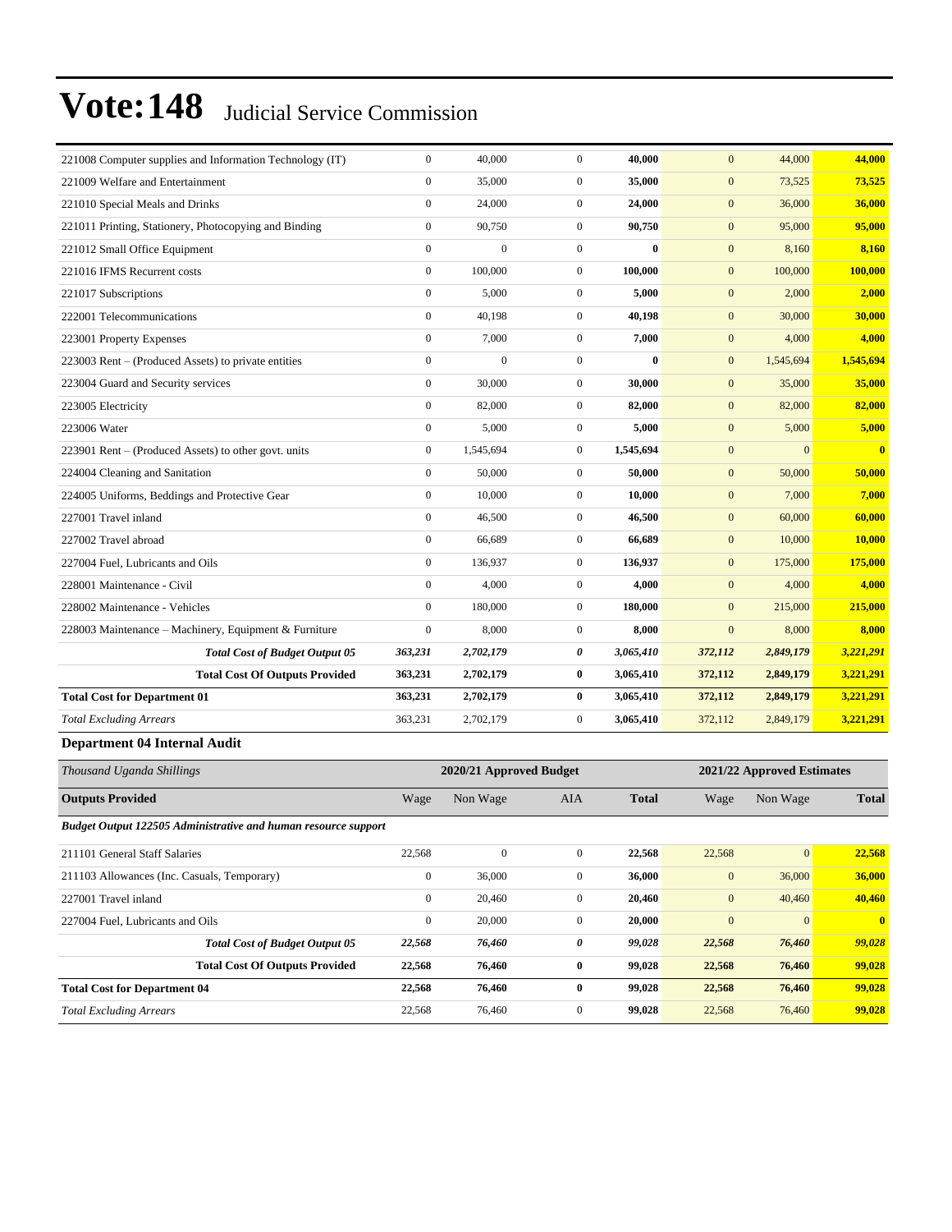# Vote:148 Judicial Service Commission

| | | | | | | | |
|---|---|---|---|---|---|---|---|
| 221008 Computer supplies and Information Technology (IT) | 0 | 40,000 | 0 | **40,000** | 0 | 44,000 | **44,000** |
| 221009 Welfare and Entertainment | 0 | 35,000 | 0 | **35,000** | 0 | 73,525 | **73,525** |
| 221010 Special Meals and Drinks | 0 | 24,000 | 0 | **24,000** | 0 | 36,000 | **36,000** |
| 221011 Printing, Stationery, Photocopying and Binding | 0 | 90,750 | 0 | **90,750** | 0 | 95,000 | **95,000** |
| 221012 Small Office Equipment | 0 | 0 | 0 | **0** | 0 | 8,160 | **8,160** |
| 221016 IFMS Recurrent costs | 0 | 100,000 | 0 | **100,000** | 0 | 100,000 | **100,000** |
| 221017 Subscriptions | 0 | 5,000 | 0 | **5,000** | 0 | 2,000 | **2,000** |
| 222001 Telecommunications | 0 | 40,198 | 0 | **40,198** | 0 | 30,000 | **30,000** |
| 223001 Property Expenses | 0 | 7,000 | 0 | **7,000** | 0 | 4,000 | **4,000** |
| 223003 Rent – (Produced Assets) to private entities | 0 | 0 | 0 | **0** | 0 | 1,545,694 | **1,545,694** |
| 223004 Guard and Security services | 0 | 30,000 | 0 | **30,000** | 0 | 35,000 | **35,000** |
| 223005 Electricity | 0 | 82,000 | 0 | **82,000** | 0 | 82,000 | **82,000** |
| 223006 Water | 0 | 5,000 | 0 | **5,000** | 0 | 5,000 | **5,000** |
| 223901 Rent – (Produced Assets) to other govt. units | 0 | 1,545,694 | 0 | **1,545,694** | 0 | 0 | **0** |
| 224004 Cleaning and Sanitation | 0 | 50,000 | 0 | **50,000** | 0 | 50,000 | **50,000** |
| 224005 Uniforms, Beddings and Protective Gear | 0 | 10,000 | 0 | **10,000** | 0 | 7,000 | **7,000** |
| 227001 Travel inland | 0 | 46,500 | 0 | **46,500** | 0 | 60,000 | **60,000** |
| 227002 Travel abroad | 0 | 66,689 | 0 | **66,689** | 0 | 10,000 | **10,000** |
| 227004 Fuel, Lubricants and Oils | 0 | 136,937 | 0 | **136,937** | 0 | 175,000 | **175,000** |
| 228001 Maintenance - Civil | 0 | 4,000 | 0 | **4,000** | 0 | 4,000 | **4,000** |
| 228002 Maintenance - Vehicles | 0 | 180,000 | 0 | **180,000** | 0 | 215,000 | **215,000** |
| 228003 Maintenance – Machinery, Equipment & Furniture | 0 | 8,000 | 0 | **8,000** | 0 | 8,000 | **8,000** |
| ***Total Cost of Budget Output 05*** | ***363,231*** | ***2,702,179*** | ***0*** | ***3,065,410*** | ***372,112*** | ***2,849,179*** | ***3,221,291*** |
| **Total Cost Of Outputs Provided** | **363,231** | **2,702,179** | **0** | **3,065,410** | **372,112** | **2,849,179** | **3,221,291** |
| **Total Cost for Department 01** | **363,231** | **2,702,179** | **0** | **3,065,410** | **372,112** | **2,849,179** | **3,221,291** |
| *Total Excluding Arrears* | 363,231 | 2,702,179 | 0 | **3,065,410** | 372,112 | 2,849,179 | **3,221,291** |

### Department 04 Internal Audit

| *Thousand Uganda Shillings* | 2020/21 Approved Budget | | | | 2021/22 Approved Estimates | | |
|---|---|---|---|---|---|---|---|
| **Outputs Provided** | Wage | Non Wage | AIA | **Total** | Wage | Non Wage | **Total** |
| ***Budget Output 122505 Administrative and human resource support*** | | | | | | | |
| 211101 General Staff Salaries | 22,568 | 0 | 0 | **22,568** | 22,568 | 0 | **22,568** |
| 211103 Allowances (Inc. Casuals, Temporary) | 0 | 36,000 | 0 | **36,000** | 0 | 36,000 | **36,000** |
| 227001 Travel inland | 0 | 20,460 | 0 | **20,460** | 0 | 40,460 | **40,460** |
| 227004 Fuel, Lubricants and Oils | 0 | 20,000 | 0 | **20,000** | 0 | 0 | **0** |
| ***Total Cost of Budget Output 05*** | ***22,568*** | ***76,460*** | ***0*** | ***99,028*** | ***22,568*** | ***76,460*** | ***99,028*** |
| **Total Cost Of Outputs Provided** | **22,568** | **76,460** | **0** | **99,028** | **22,568** | **76,460** | **99,028** |
| **Total Cost for Department 04** | **22,568** | **76,460** | **0** | **99,028** | **22,568** | **76,460** | **99,028** |
| *Total Excluding Arrears* | 22,568 | 76,460 | 0 | **99,028** | 22,568 | 76,460 | **99,028** |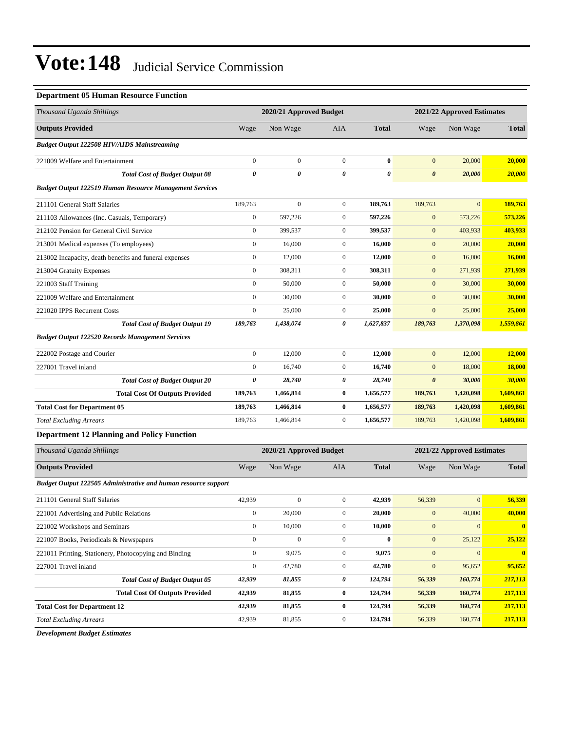# Vote:148 Judicial Service Commission

### Department 05 Human Resource Function

| *Thousand Uganda Shillings* | 2020/21 Approved Budget | | | | 2021/22 Approved Estimates | | |
|---|---|---|---|---|---|---|---|
| **Outputs Provided** | Wage | Non Wage | AIA | **Total** | Wage | Non Wage | **Total** |
| ***Budget Output 122508 HIV/AIDS Mainstreaming*** | | | | | | | |
| 221009 Welfare and Entertainment | 0 | 0 | 0 | **0** | 0 | 20,000 | **20,000** |
| ***Total Cost of Budget Output 08*** | ***0*** | ***0*** | ***0*** | ***0*** | ***0*** | ***20,000*** | ***20,000*** |
| ***Budget Output 122519 Human Resource Management Services*** | | | | | | | |
| 211101 General Staff Salaries | 189,763 | 0 | 0 | **189,763** | 189,763 | 0 | **189,763** |
| 211103 Allowances (Inc. Casuals, Temporary) | 0 | 597,226 | 0 | **597,226** | 0 | 573,226 | **573,226** |
| 212102 Pension for General Civil Service | 0 | 399,537 | 0 | **399,537** | 0 | 403,933 | **403,933** |
| 213001 Medical expenses (To employees) | 0 | 16,000 | 0 | **16,000** | 0 | 20,000 | **20,000** |
| 213002 Incapacity, death benefits and funeral expenses | 0 | 12,000 | 0 | **12,000** | 0 | 16,000 | **16,000** |
| 213004 Gratuity Expenses | 0 | 308,311 | 0 | **308,311** | 0 | 271,939 | **271,939** |
| 221003 Staff Training | 0 | 50,000 | 0 | **50,000** | 0 | 30,000 | **30,000** |
| 221009 Welfare and Entertainment | 0 | 30,000 | 0 | **30,000** | 0 | 30,000 | **30,000** |
| 221020 IPPS Recurrent Costs | 0 | 25,000 | 0 | **25,000** | 0 | 25,000 | **25,000** |
| ***Total Cost of Budget Output 19*** | ***189,763*** | ***1,438,074*** | ***0*** | ***1,627,837*** | ***189,763*** | ***1,370,098*** | ***1,559,861*** |
| ***Budget Output 122520 Records Management Services*** | | | | | | | |
| 222002 Postage and Courier | 0 | 12,000 | 0 | **12,000** | 0 | 12,000 | **12,000** |
| 227001 Travel inland | 0 | 16,740 | 0 | **16,740** | 0 | 18,000 | **18,000** |
| ***Total Cost of Budget Output 20*** | ***0*** | ***28,740*** | ***0*** | ***28,740*** | ***0*** | ***30,000*** | ***30,000*** |
| **Total Cost Of Outputs Provided** | **189,763** | **1,466,814** | **0** | **1,656,577** | **189,763** | **1,420,098** | **1,609,861** |
| **Total Cost for Department 05** | **189,763** | **1,466,814** | **0** | **1,656,577** | **189,763** | **1,420,098** | **1,609,861** |
| *Total Excluding Arrears* | 189,763 | 1,466,814 | 0 | **1,656,577** | 189,763 | 1,420,098 | **1,609,861** |

### Department 12 Planning and Policy Function

| *Thousand Uganda Shillings* | 2020/21 Approved Budget | | | | 2021/22 Approved Estimates | | |
|---|---|---|---|---|---|---|---|
| **Outputs Provided** | Wage | Non Wage | AIA | **Total** | Wage | Non Wage | **Total** |
| ***Budget Output 122505 Administrative and human resource support*** | | | | | | | |
| 211101 General Staff Salaries | 42,939 | 0 | 0 | **42,939** | 56,339 | 0 | **56,339** |
| 221001 Advertising and Public Relations | 0 | 20,000 | 0 | **20,000** | 0 | 40,000 | **40,000** |
| 221002 Workshops and Seminars | 0 | 10,000 | 0 | **10,000** | 0 | 0 | **0** |
| 221007 Books, Periodicals & Newspapers | 0 | 0 | 0 | **0** | 0 | 25,122 | **25,122** |
| 221011 Printing, Stationery, Photocopying and Binding | 0 | 9,075 | 0 | **9,075** | 0 | 0 | **0** |
| 227001 Travel inland | 0 | 42,780 | 0 | **42,780** | 0 | 95,652 | **95,652** |
| ***Total Cost of Budget Output 05*** | ***42,939*** | ***81,855*** | ***0*** | ***124,794*** | ***56,339*** | ***160,774*** | ***217,113*** |
| **Total Cost Of Outputs Provided** | **42,939** | **81,855** | **0** | **124,794** | **56,339** | **160,774** | **217,113** |
| **Total Cost for Department 12** | **42,939** | **81,855** | **0** | **124,794** | **56,339** | **160,774** | **217,113** |
| *Total Excluding Arrears* | 42,939 | 81,855 | 0 | **124,794** | 56,339 | 160,774 | **217,113** |

***Development Budget Estimates***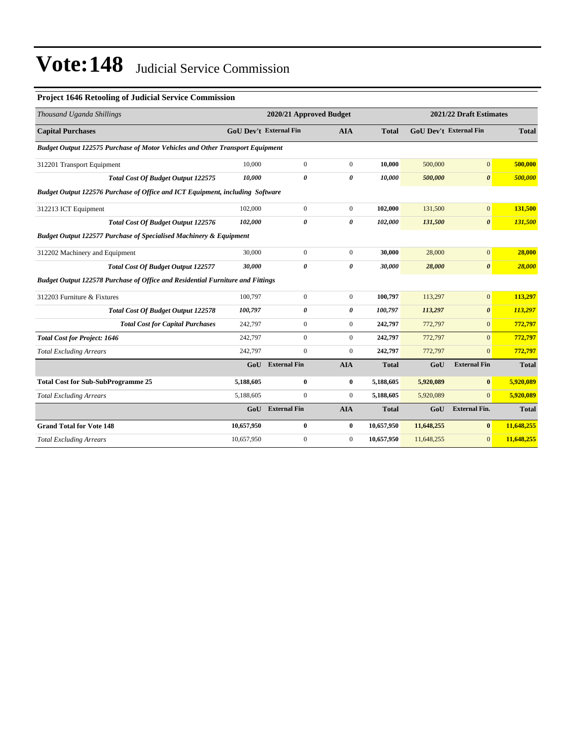# Vote:148 Judicial Service Commission

**Project 1646 Retooling of Judicial Service Commission**

| *Thousand Uganda Shillings* | 2020/21 Approved Budget | | | | 2021/22 Draft Estimates | | |
|---|---|---|---|---|---|---|---|
| **Capital Purchases** | **GoU Dev't** | **External Fin** | **AIA** | **Total** | **GoU Dev't** | **External Fin** | **Total** |
| ***Budget Output 122575 Purchase of Motor Vehicles and Other Transport Equipment*** | | | | | | | |
| 312201 Transport Equipment | 10,000 | 0 | 0 | **10,000** | 500,000 | 0 | **500,000** |
| ***Total Cost Of Budget Output 122575*** | ***10,000*** | ***0*** | ***0*** | ***10,000*** | ***500,000*** | ***0*** | ***500,000*** |
| ***Budget Output 122576 Purchase of Office and ICT Equipment, including Software*** | | | | | | | |
| 312213 ICT Equipment | 102,000 | 0 | 0 | **102,000** | 131,500 | 0 | **131,500** |
| ***Total Cost Of Budget Output 122576*** | ***102,000*** | ***0*** | ***0*** | ***102,000*** | ***131,500*** | ***0*** | ***131,500*** |
| ***Budget Output 122577 Purchase of Specialised Machinery & Equipment*** | | | | | | | |
| 312202 Machinery and Equipment | 30,000 | 0 | 0 | **30,000** | 28,000 | 0 | **28,000** |
| ***Total Cost Of Budget Output 122577*** | ***30,000*** | ***0*** | ***0*** | ***30,000*** | ***28,000*** | ***0*** | ***28,000*** |
| ***Budget Output 122578 Purchase of Office and Residential Furniture and Fittings*** | | | | | | | |
| 312203 Furniture & Fixtures | 100,797 | 0 | 0 | **100,797** | 113,297 | 0 | **113,297** |
| ***Total Cost Of Budget Output 122578*** | ***100,797*** | ***0*** | ***0*** | ***100,797*** | ***113,297*** | ***0*** | ***113,297*** |
| ***Total Cost for Capital Purchases*** | 242,797 | 0 | 0 | **242,797** | 772,797 | 0 | **772,797** |
| ***Total Cost for Project: 1646*** | 242,797 | 0 | 0 | **242,797** | 772,797 | 0 | **772,797** |
| *Total Excluding Arrears* | 242,797 | 0 | 0 | **242,797** | 772,797 | 0 | **772,797** |
| | **GoU** | **External Fin** | **AIA** | **Total** | **GoU** | **External Fin** | **Total** |
| **Total Cost for Sub-SubProgramme 25** | **5,188,605** | **0** | **0** | **5,188,605** | **5,920,089** | **0** | **5,920,089** |
| *Total Excluding Arrears* | 5,188,605 | 0 | 0 | **5,188,605** | 5,920,089 | 0 | **5,920,089** |
| | **GoU** | **External Fin** | **AIA** | **Total** | **GoU** | **External Fin.** | **Total** |
| **Grand Total for Vote 148** | **10,657,950** | **0** | **0** | **10,657,950** | **11,648,255** | **0** | **11,648,255** |
| *Total Excluding Arrears* | 10,657,950 | 0 | 0 | **10,657,950** | 11,648,255 | 0 | **11,648,255** |